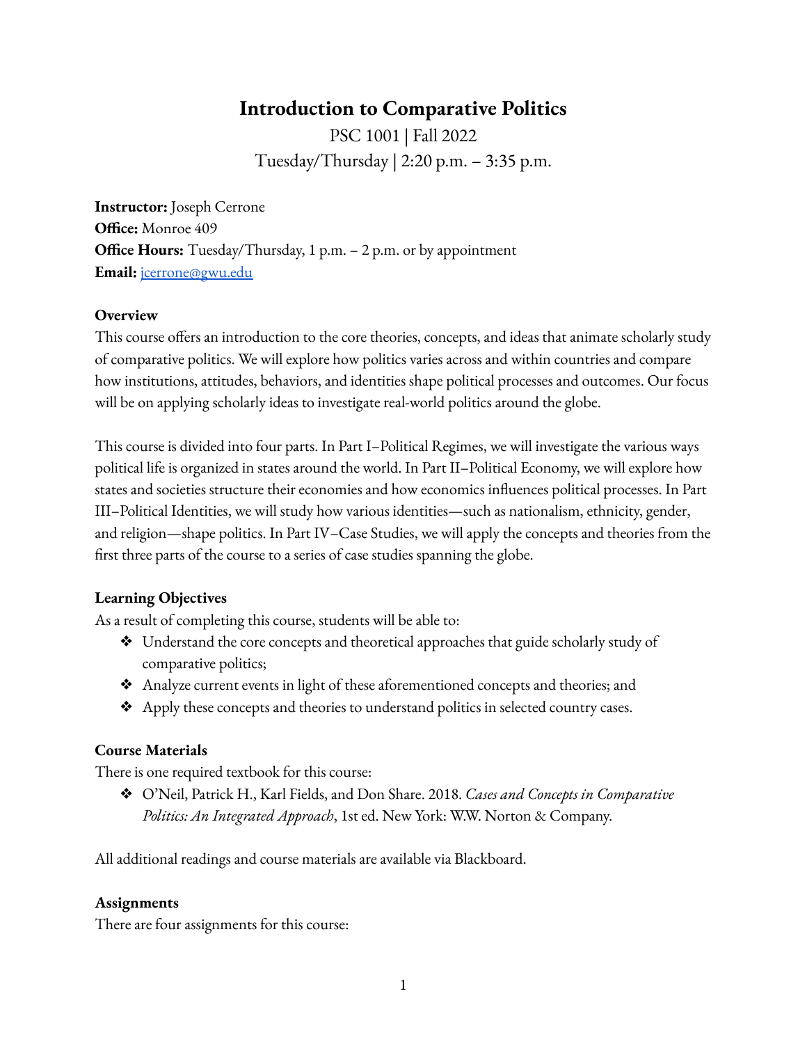# Introduction to Comparative Politics

PSC 1001 | Fall 2022

Tuesday/Thursday | 2:20 p.m. – 3:35 p.m.

**Instructor:** Joseph Cerrone
**Office:** Monroe 409
**Office Hours:** Tuesday/Thursday, 1 p.m. – 2 p.m. or by appointment
**Email:** jcerrone@gwu.edu

**Overview**

This course offers an introduction to the core theories, concepts, and ideas that animate scholarly study of comparative politics. We will explore how politics varies across and within countries and compare how institutions, attitudes, behaviors, and identities shape political processes and outcomes. Our focus will be on applying scholarly ideas to investigate real-world politics around the globe.

This course is divided into four parts. In Part I–Political Regimes, we will investigate the various ways political life is organized in states around the world. In Part II–Political Economy, we will explore how states and societies structure their economies and how economics influences political processes. In Part III–Political Identities, we will study how various identities—such as nationalism, ethnicity, gender, and religion—shape politics. In Part IV–Case Studies, we will apply the concepts and theories from the first three parts of the course to a series of case studies spanning the globe.

**Learning Objectives**

As a result of completing this course, students will be able to:

- Understand the core concepts and theoretical approaches that guide scholarly study of comparative politics;
- Analyze current events in light of these aforementioned concepts and theories; and
- Apply these concepts and theories to understand politics in selected country cases.

**Course Materials**

There is one required textbook for this course:

- O'Neil, Patrick H., Karl Fields, and Don Share. 2018. *Cases and Concepts in Comparative Politics: An Integrated Approach*, 1st ed. New York: W.W. Norton & Company.

All additional readings and course materials are available via Blackboard.

**Assignments**

There are four assignments for this course: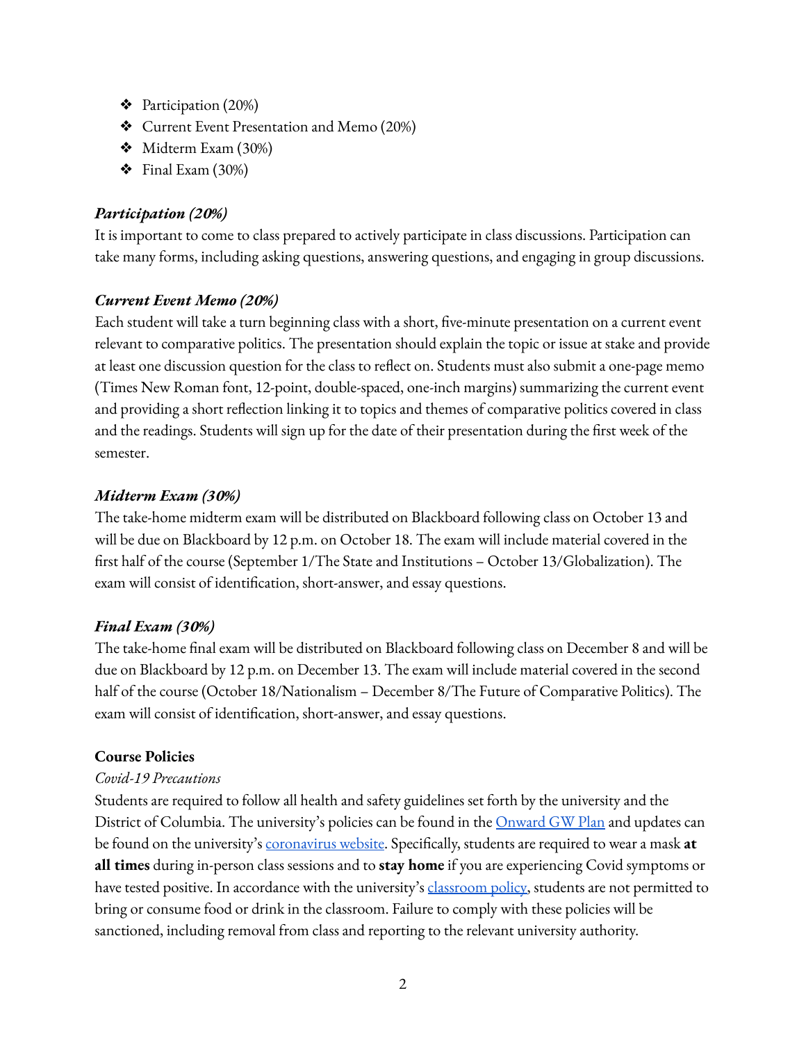- Participation (20%)
- Current Event Presentation and Memo (20%)
- Midterm Exam (30%)
- Final Exam (30%)

***Participation (20%)***

It is important to come to class prepared to actively participate in class discussions. Participation can take many forms, including asking questions, answering questions, and engaging in group discussions.

***Current Event Memo (20%)***

Each student will take a turn beginning class with a short, five-minute presentation on a current event relevant to comparative politics. The presentation should explain the topic or issue at stake and provide at least one discussion question for the class to reflect on. Students must also submit a one-page memo (Times New Roman font, 12-point, double-spaced, one-inch margins) summarizing the current event and providing a short reflection linking it to topics and themes of comparative politics covered in class and the readings. Students will sign up for the date of their presentation during the first week of the semester.

***Midterm Exam (30%)***

The take-home midterm exam will be distributed on Blackboard following class on October 13 and will be due on Blackboard by 12 p.m. on October 18. The exam will include material covered in the first half of the course (September 1/The State and Institutions – October 13/Globalization). The exam will consist of identification, short-answer, and essay questions.

***Final Exam (30%)***

The take-home final exam will be distributed on Blackboard following class on December 8 and will be due on Blackboard by 12 p.m. on December 13. The exam will include material covered in the second half of the course (October 18/Nationalism – December 8/The Future of Comparative Politics). The exam will consist of identification, short-answer, and essay questions.

**Course Policies**

*Covid-19 Precautions*

Students are required to follow all health and safety guidelines set forth by the university and the District of Columbia. The university's policies can be found in the Onward GW Plan and updates can be found on the university's coronavirus website. Specifically, students are required to wear a mask **at all times** during in-person class sessions and to **stay home** if you are experiencing Covid symptoms or have tested positive. In accordance with the university's classroom policy, students are not permitted to bring or consume food or drink in the classroom. Failure to comply with these policies will be sanctioned, including removal from class and reporting to the relevant university authority.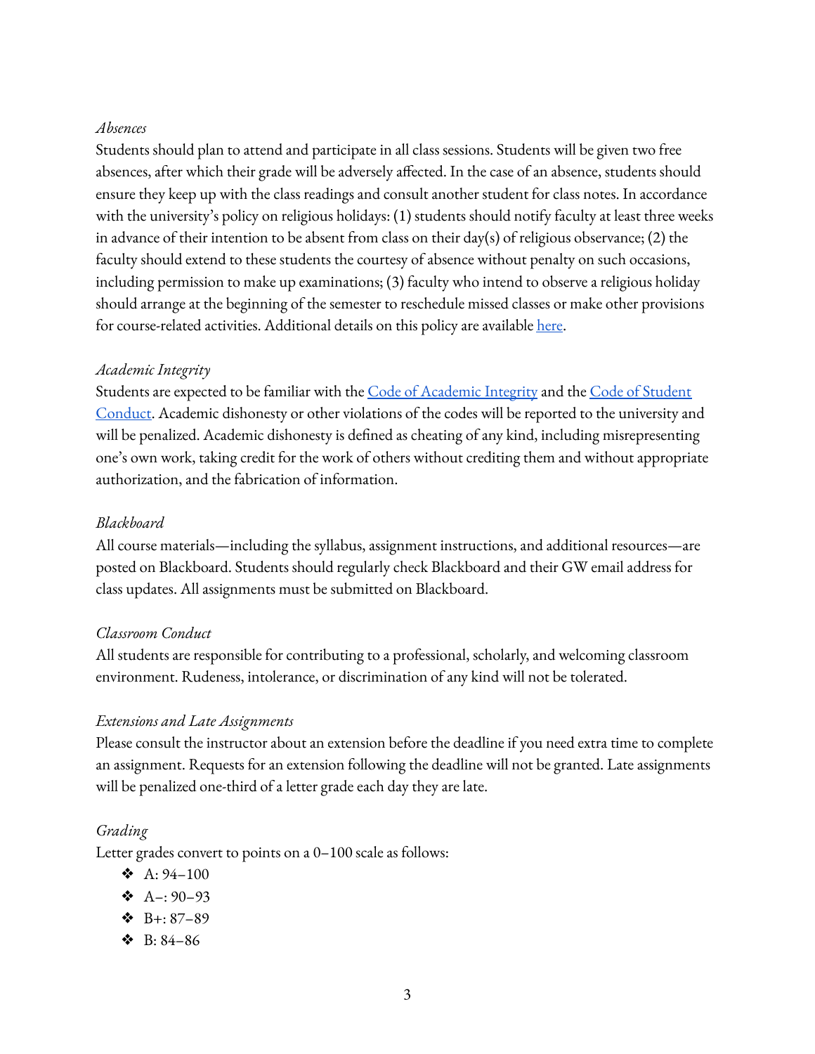*Absences*

Students should plan to attend and participate in all class sessions. Students will be given two free absences, after which their grade will be adversely affected. In the case of an absence, students should ensure they keep up with the class readings and consult another student for class notes. In accordance with the university's policy on religious holidays: (1) students should notify faculty at least three weeks in advance of their intention to be absent from class on their day(s) of religious observance; (2) the faculty should extend to these students the courtesy of absence without penalty on such occasions, including permission to make up examinations; (3) faculty who intend to observe a religious holiday should arrange at the beginning of the semester to reschedule missed classes or make other provisions for course-related activities. Additional details on this policy are available [here](#).

*Academic Integrity*

Students are expected to be familiar with the [Code of Academic Integrity](#) and the [Code of Student Conduct](#). Academic dishonesty or other violations of the codes will be reported to the university and will be penalized. Academic dishonesty is defined as cheating of any kind, including misrepresenting one's own work, taking credit for the work of others without crediting them and without appropriate authorization, and the fabrication of information.

*Blackboard*

All course materials—including the syllabus, assignment instructions, and additional resources—are posted on Blackboard. Students should regularly check Blackboard and their GW email address for class updates. All assignments must be submitted on Blackboard.

*Classroom Conduct*

All students are responsible for contributing to a professional, scholarly, and welcoming classroom environment. Rudeness, intolerance, or discrimination of any kind will not be tolerated.

*Extensions and Late Assignments*

Please consult the instructor about an extension before the deadline if you need extra time to complete an assignment. Requests for an extension following the deadline will not be granted. Late assignments will be penalized one-third of a letter grade each day they are late.

*Grading*

Letter grades convert to points on a 0–100 scale as follows:

- A: 94–100
- A–: 90–93
- B+: 87–89
- B: 84–86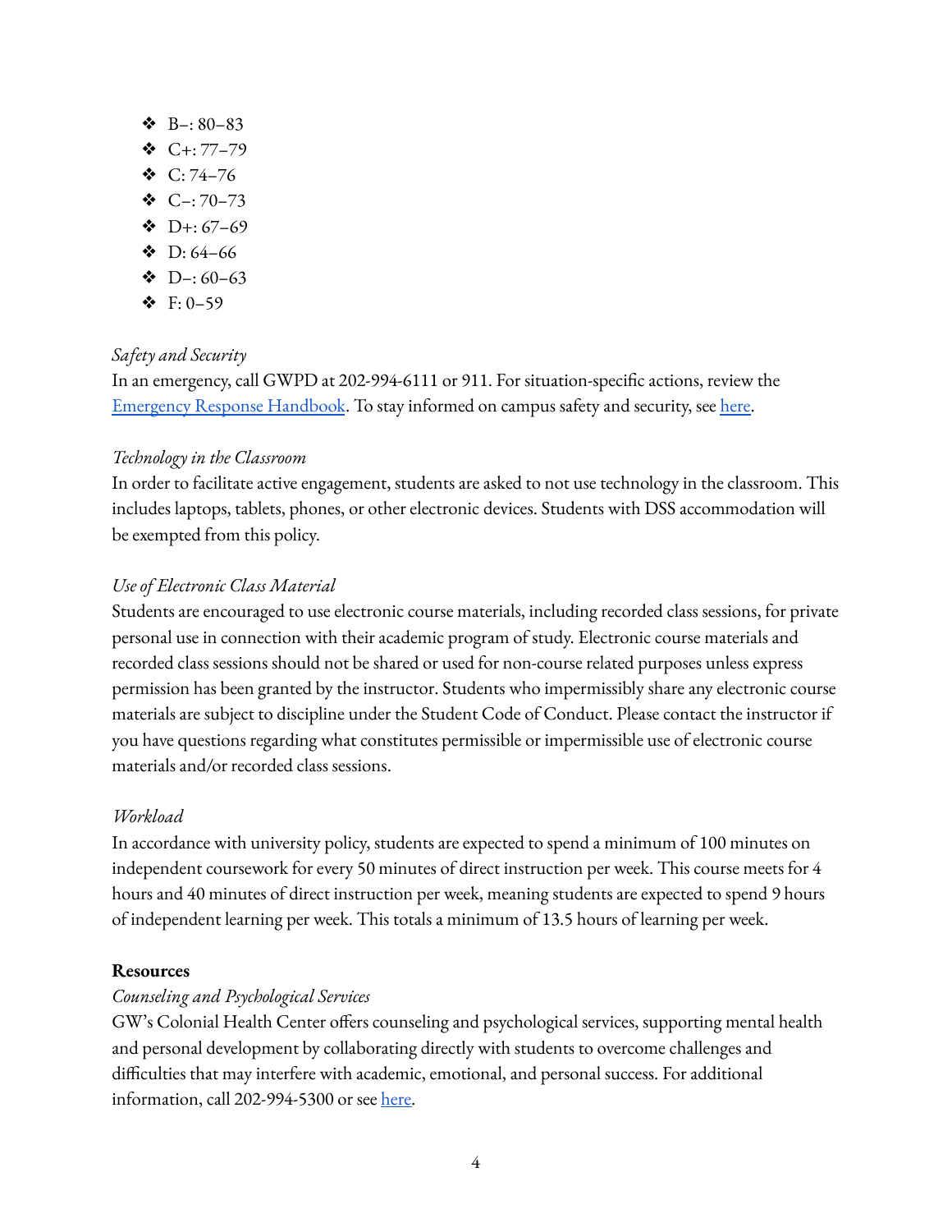- B−: 80–83
- C+: 77–79
- C: 74–76
- C−: 70–73
- D+: 67–69
- D: 64–66
- D−: 60–63
- F: 0–59

*Safety and Security*

In an emergency, call GWPD at 202-994-6111 or 911. For situation-specific actions, review the Emergency Response Handbook. To stay informed on campus safety and security, see here.

*Technology in the Classroom*

In order to facilitate active engagement, students are asked to not use technology in the classroom. This includes laptops, tablets, phones, or other electronic devices. Students with DSS accommodation will be exempted from this policy.

*Use of Electronic Class Material*

Students are encouraged to use electronic course materials, including recorded class sessions, for private personal use in connection with their academic program of study. Electronic course materials and recorded class sessions should not be shared or used for non-course related purposes unless express permission has been granted by the instructor. Students who impermissibly share any electronic course materials are subject to discipline under the Student Code of Conduct. Please contact the instructor if you have questions regarding what constitutes permissible or impermissible use of electronic course materials and/or recorded class sessions.

*Workload*

In accordance with university policy, students are expected to spend a minimum of 100 minutes on independent coursework for every 50 minutes of direct instruction per week. This course meets for 4 hours and 40 minutes of direct instruction per week, meaning students are expected to spend 9 hours of independent learning per week. This totals a minimum of 13.5 hours of learning per week.

**Resources**

*Counseling and Psychological Services*

GW's Colonial Health Center offers counseling and psychological services, supporting mental health and personal development by collaborating directly with students to overcome challenges and difficulties that may interfere with academic, emotional, and personal success. For additional information, call 202-994-5300 or see here.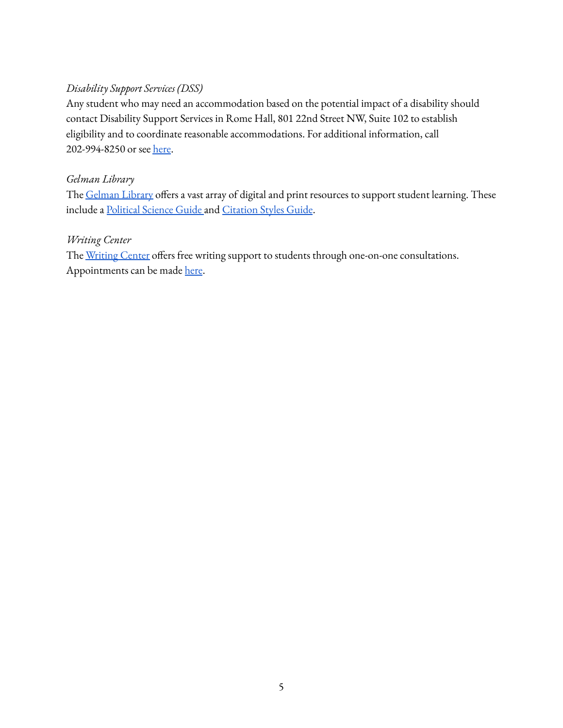*Disability Support Services (DSS)*

Any student who may need an accommodation based on the potential impact of a disability should contact Disability Support Services in Rome Hall, 801 22nd Street NW, Suite 102 to establish eligibility and to coordinate reasonable accommodations. For additional information, call 202-994-8250 or see here.

*Gelman Library*

The Gelman Library offers a vast array of digital and print resources to support student learning. These include a Political Science Guide and Citation Styles Guide.

*Writing Center*

The Writing Center offers free writing support to students through one-on-one consultations. Appointments can be made here.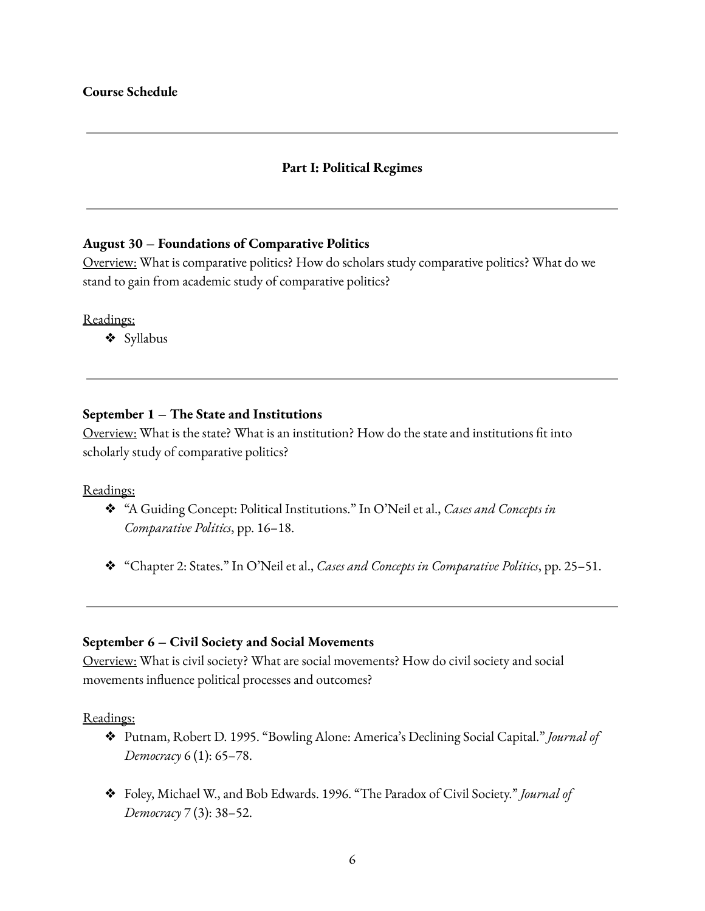**Course Schedule**

---

## Part I: Political Regimes

---

### August 30 – Foundations of Comparative Politics

Overview: What is comparative politics? How do scholars study comparative politics? What do we stand to gain from academic study of comparative politics?

Readings:

- Syllabus

---

### September 1 – The State and Institutions

Overview: What is the state? What is an institution? How do the state and institutions fit into scholarly study of comparative politics?

Readings:

- "A Guiding Concept: Political Institutions." In O'Neil et al., *Cases and Concepts in Comparative Politics*, pp. 16–18.

- "Chapter 2: States." In O'Neil et al., *Cases and Concepts in Comparative Politics*, pp. 25–51.

---

### September 6 – Civil Society and Social Movements

Overview: What is civil society? What are social movements? How do civil society and social movements influence political processes and outcomes?

Readings:

- Putnam, Robert D. 1995. "Bowling Alone: America's Declining Social Capital." *Journal of Democracy* 6 (1): 65–78.

- Foley, Michael W., and Bob Edwards. 1996. "The Paradox of Civil Society." *Journal of Democracy* 7 (3): 38–52.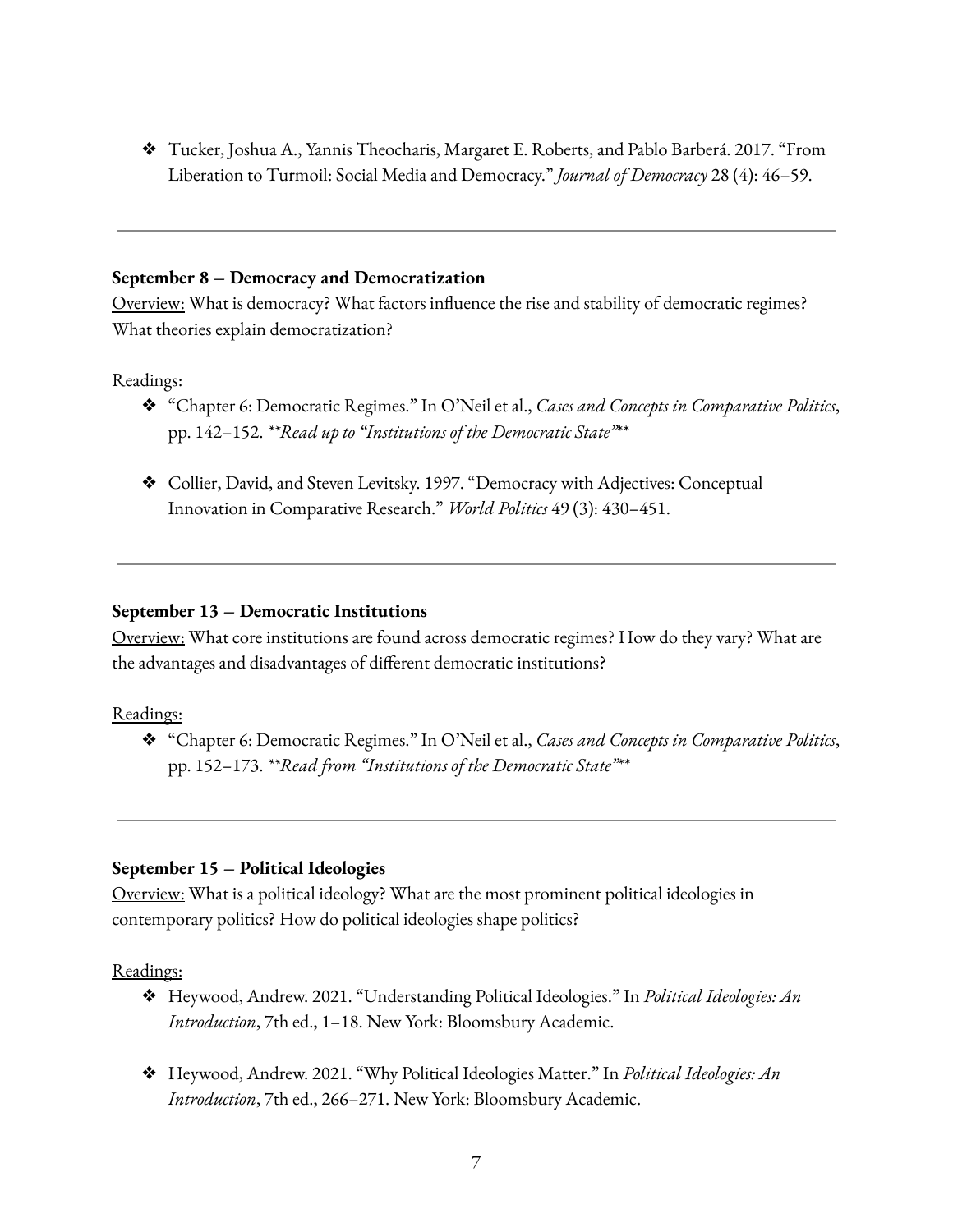- Tucker, Joshua A., Yannis Theocharis, Margaret E. Roberts, and Pablo Barberá. 2017. "From Liberation to Turmoil: Social Media and Democracy." *Journal of Democracy* 28 (4): 46–59.

---

**September 8 – Democracy and Democratization**

Overview: What is democracy? What factors influence the rise and stability of democratic regimes? What theories explain democratization?

Readings:

- "Chapter 6: Democratic Regimes." In O'Neil et al., *Cases and Concepts in Comparative Politics*, pp. 142–152. *\*\*Read up to "Institutions of the Democratic State"\*\**

- Collier, David, and Steven Levitsky. 1997. "Democracy with Adjectives: Conceptual Innovation in Comparative Research." *World Politics* 49 (3): 430–451.

---

**September 13 – Democratic Institutions**

Overview: What core institutions are found across democratic regimes? How do they vary? What are the advantages and disadvantages of different democratic institutions?

Readings:

- "Chapter 6: Democratic Regimes." In O'Neil et al., *Cases and Concepts in Comparative Politics*, pp. 152–173. *\*\*Read from "Institutions of the Democratic State"\*\**

---

**September 15 – Political Ideologies**

Overview: What is a political ideology? What are the most prominent political ideologies in contemporary politics? How do political ideologies shape politics?

Readings:

- Heywood, Andrew. 2021. "Understanding Political Ideologies." In *Political Ideologies: An Introduction*, 7th ed., 1–18. New York: Bloomsbury Academic.

- Heywood, Andrew. 2021. "Why Political Ideologies Matter." In *Political Ideologies: An Introduction*, 7th ed., 266–271. New York: Bloomsbury Academic.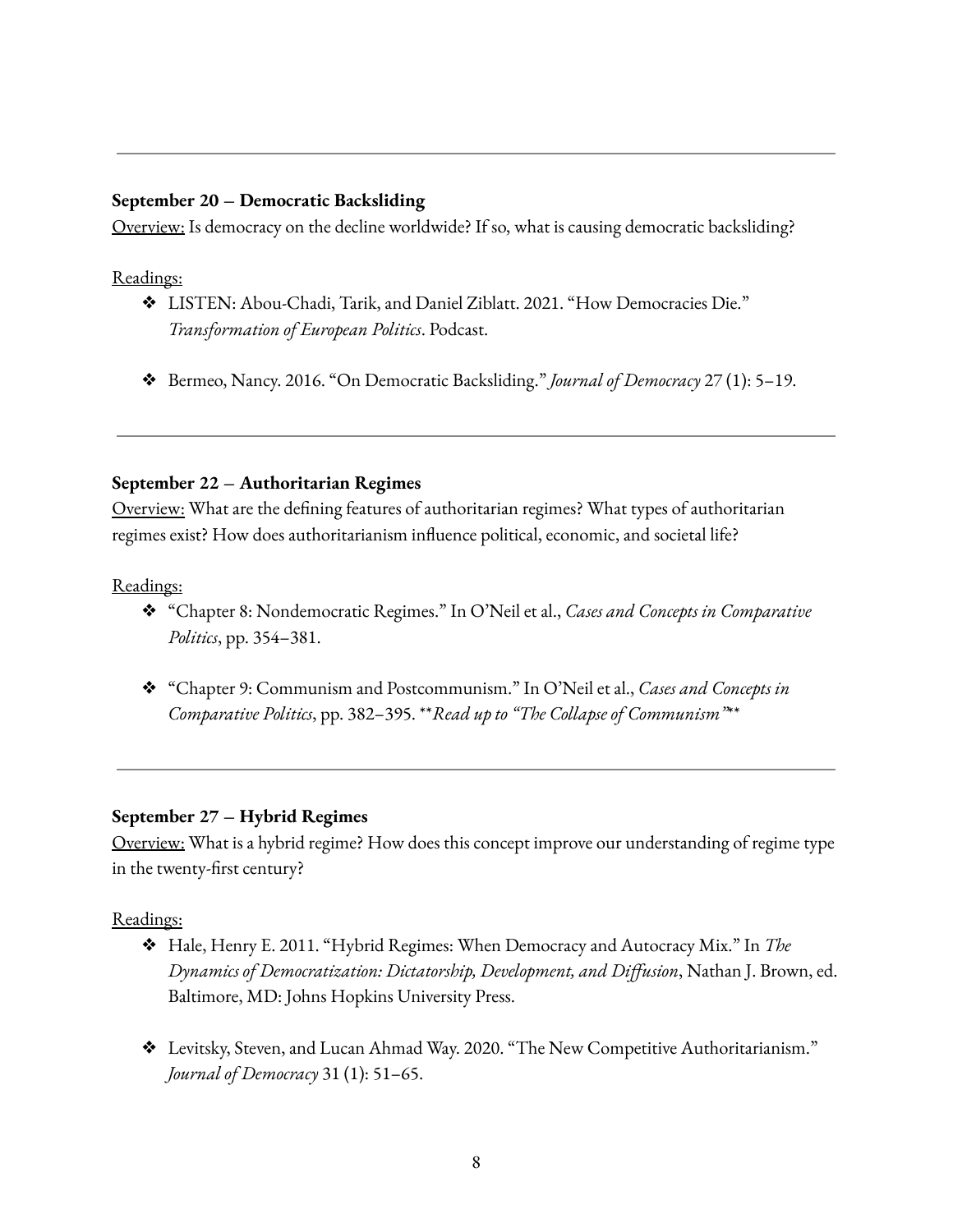---

**September 20 – Democratic Backsliding**

Overview: Is democracy on the decline worldwide? If so, what is causing democratic backsliding?

Readings:

- ❖ LISTEN: Abou-Chadi, Tarik, and Daniel Ziblatt. 2021. "How Democracies Die." *Transformation of European Politics*. Podcast.
- ❖ Bermeo, Nancy. 2016. "On Democratic Backsliding." *Journal of Democracy* 27 (1): 5–19.

---

**September 22 – Authoritarian Regimes**

Overview: What are the defining features of authoritarian regimes? What types of authoritarian regimes exist? How does authoritarianism influence political, economic, and societal life?

Readings:

- ❖ "Chapter 8: Nondemocratic Regimes." In O'Neil et al., *Cases and Concepts in Comparative Politics*, pp. 354–381.
- ❖ "Chapter 9: Communism and Postcommunism." In O'Neil et al., *Cases and Concepts in Comparative Politics*, pp. 382–395. ***Read up to "The Collapse of Communism"***

---

**September 27 – Hybrid Regimes**

Overview: What is a hybrid regime? How does this concept improve our understanding of regime type in the twenty-first century?

Readings:

- ❖ Hale, Henry E. 2011. "Hybrid Regimes: When Democracy and Autocracy Mix." In *The Dynamics of Democratization: Dictatorship, Development, and Diffusion*, Nathan J. Brown, ed. Baltimore, MD: Johns Hopkins University Press.
- ❖ Levitsky, Steven, and Lucan Ahmad Way. 2020. "The New Competitive Authoritarianism." *Journal of Democracy* 31 (1): 51–65.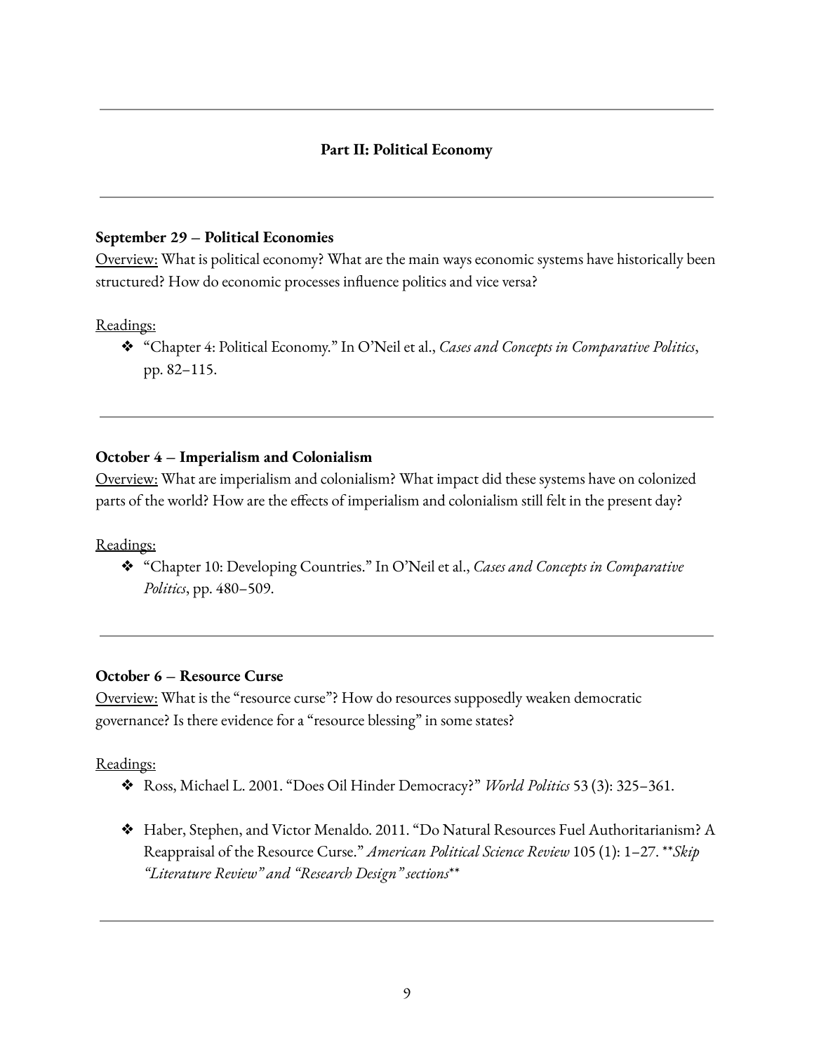---

## Part II: Political Economy

---

**September 29 – Political Economies**

Overview: What is political economy? What are the main ways economic systems have historically been structured? How do economic processes influence politics and vice versa?

Readings:

- "Chapter 4: Political Economy." In O'Neil et al., *Cases and Concepts in Comparative Politics*, pp. 82–115.

---

**October 4 – Imperialism and Colonialism**

Overview: What are imperialism and colonialism? What impact did these systems have on colonized parts of the world? How are the effects of imperialism and colonialism still felt in the present day?

Readings:

- "Chapter 10: Developing Countries." In O'Neil et al., *Cases and Concepts in Comparative Politics*, pp. 480–509.

---

**October 6 – Resource Curse**

Overview: What is the "resource curse"? How do resources supposedly weaken democratic governance? Is there evidence for a "resource blessing" in some states?

Readings:

- Ross, Michael L. 2001. "Does Oil Hinder Democracy?" *World Politics* 53 (3): 325–361.

- Haber, Stephen, and Victor Menaldo. 2011. "Do Natural Resources Fuel Authoritarianism? A Reappraisal of the Resource Curse." *American Political Science Review* 105 (1): 1–27. ***Skip "Literature Review" and "Research Design" sections***

---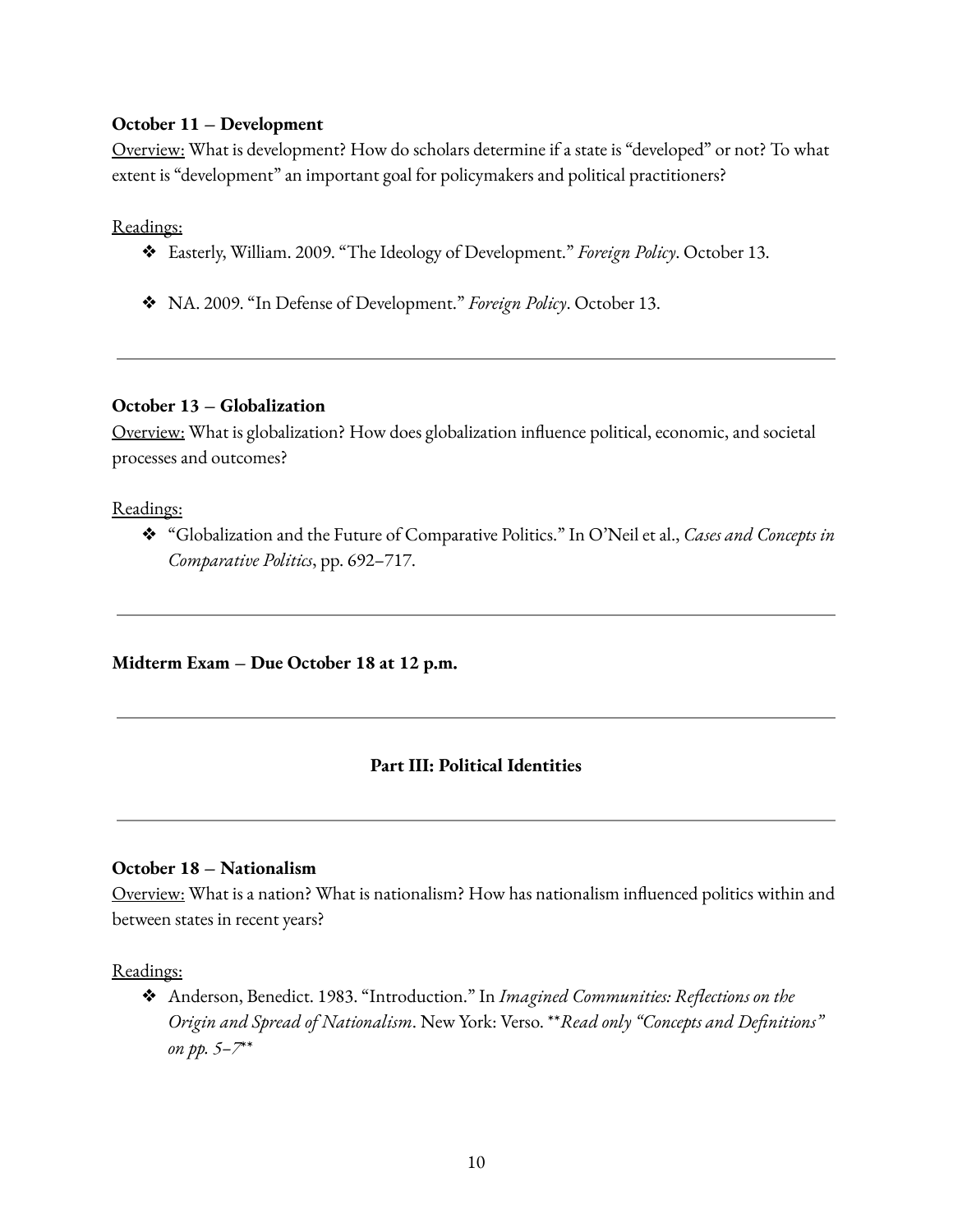**October 11 – Development**

Overview: What is development? How do scholars determine if a state is "developed" or not? To what extent is "development" an important goal for policymakers and political practitioners?

Readings:

- Easterly, William. 2009. "The Ideology of Development." *Foreign Policy*. October 13.
- NA. 2009. "In Defense of Development." *Foreign Policy*. October 13.

---

**October 13 – Globalization**

Overview: What is globalization? How does globalization influence political, economic, and societal processes and outcomes?

Readings:

- "Globalization and the Future of Comparative Politics." In O'Neil et al., *Cases and Concepts in Comparative Politics*, pp. 692–717.

---

**Midterm Exam – Due October 18 at 12 p.m.**

---

**Part III: Political Identities**

---

**October 18 – Nationalism**

Overview: What is a nation? What is nationalism? How has nationalism influenced politics within and between states in recent years?

Readings:

- Anderson, Benedict. 1983. "Introduction." In *Imagined Communities: Reflections on the Origin and Spread of Nationalism*. New York: Verso. \*\**Read only "Concepts and Definitions" on pp. 5–7*\*\*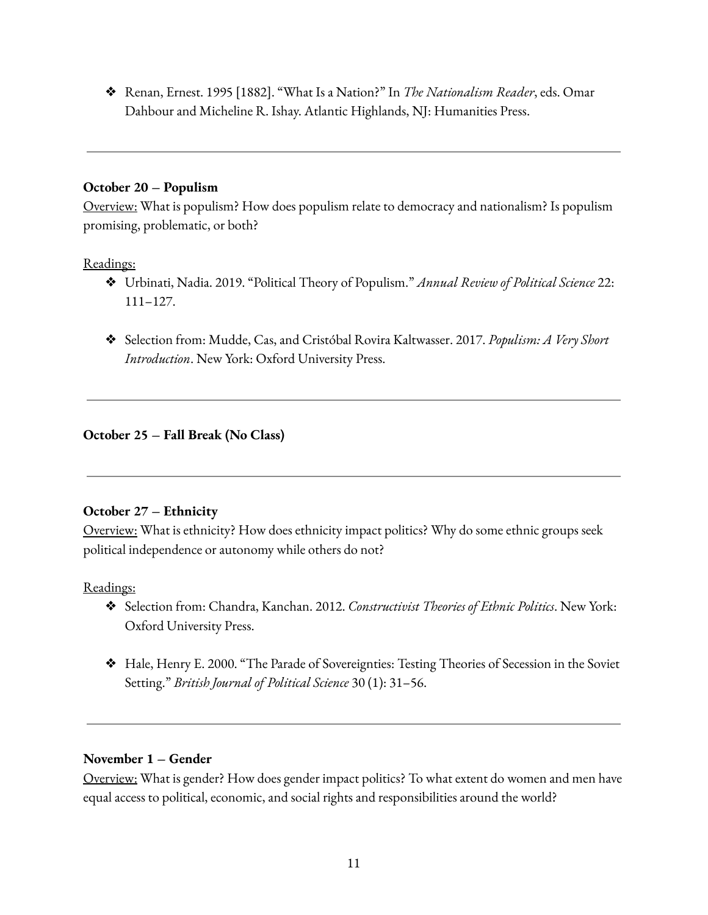- Renan, Ernest. 1995 [1882]. "What Is a Nation?" In *The Nationalism Reader*, eds. Omar Dahbour and Micheline R. Ishay. Atlantic Highlands, NJ: Humanities Press.

---

**October 20 – Populism**

Overview: What is populism? How does populism relate to democracy and nationalism? Is populism promising, problematic, or both?

Readings:

- Urbinati, Nadia. 2019. "Political Theory of Populism." *Annual Review of Political Science* 22: 111–127.
- Selection from: Mudde, Cas, and Cristóbal Rovira Kaltwasser. 2017. *Populism: A Very Short Introduction*. New York: Oxford University Press.

---

**October 25 – Fall Break (No Class)**

---

**October 27 – Ethnicity**

Overview: What is ethnicity? How does ethnicity impact politics? Why do some ethnic groups seek political independence or autonomy while others do not?

Readings:

- Selection from: Chandra, Kanchan. 2012. *Constructivist Theories of Ethnic Politics*. New York: Oxford University Press.
- Hale, Henry E. 2000. "The Parade of Sovereignties: Testing Theories of Secession in the Soviet Setting." *British Journal of Political Science* 30 (1): 31–56.

---

**November 1 – Gender**

Overview: What is gender? How does gender impact politics? To what extent do women and men have equal access to political, economic, and social rights and responsibilities around the world?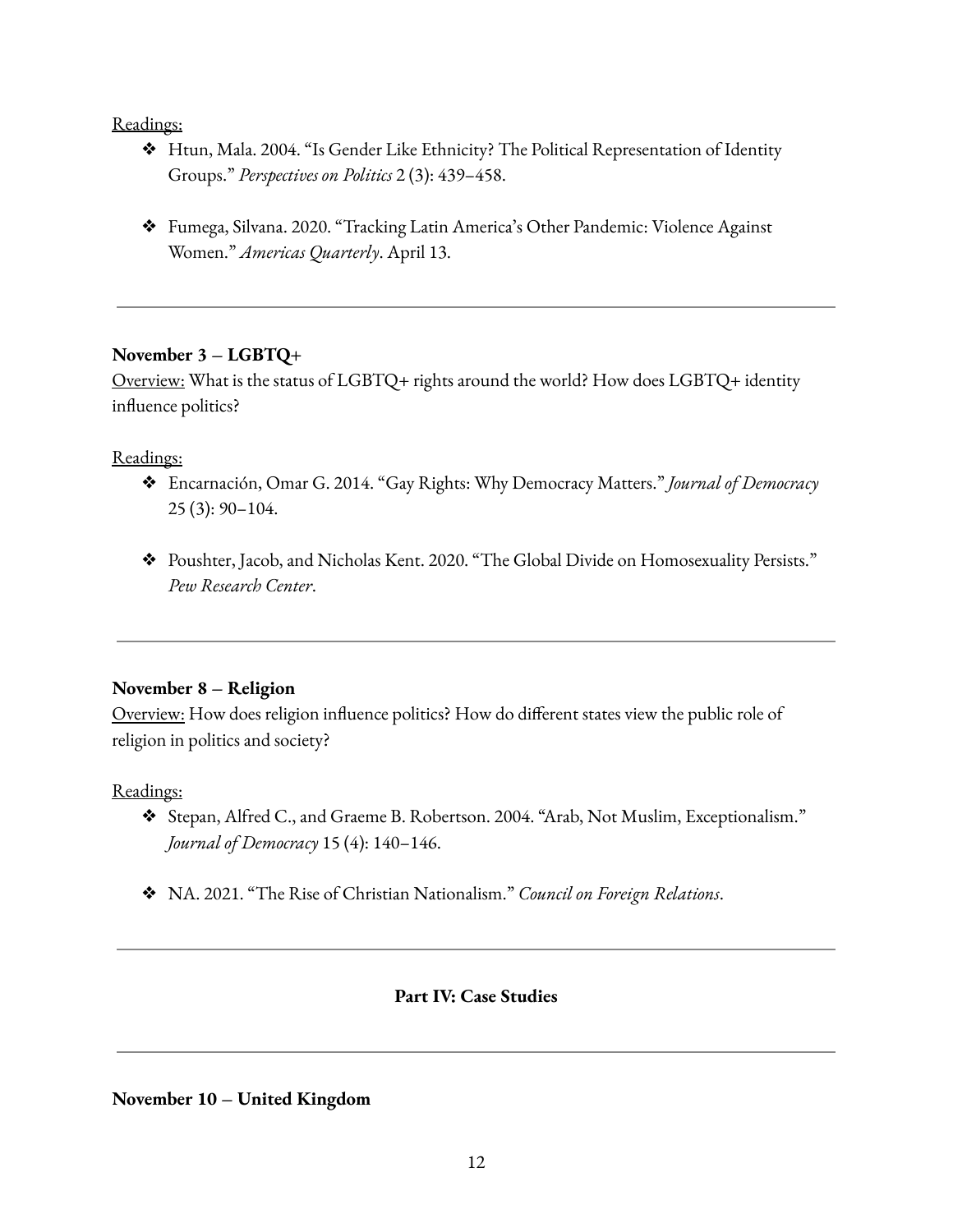Readings:

- Htun, Mala. 2004. "Is Gender Like Ethnicity? The Political Representation of Identity Groups." *Perspectives on Politics* 2 (3): 439–458.

- Fumega, Silvana. 2020. "Tracking Latin America's Other Pandemic: Violence Against Women." *Americas Quarterly*. April 13.

---

**November 3 – LGBTQ+**

Overview: What is the status of LGBTQ+ rights around the world? How does LGBTQ+ identity influence politics?

Readings:

- Encarnación, Omar G. 2014. "Gay Rights: Why Democracy Matters." *Journal of Democracy* 25 (3): 90–104.

- Poushter, Jacob, and Nicholas Kent. 2020. "The Global Divide on Homosexuality Persists." *Pew Research Center*.

---

**November 8 – Religion**

Overview: How does religion influence politics? How do different states view the public role of religion in politics and society?

Readings:

- Stepan, Alfred C., and Graeme B. Robertson. 2004. "Arab, Not Muslim, Exceptionalism." *Journal of Democracy* 15 (4): 140–146.

- NA. 2021. "The Rise of Christian Nationalism." *Council on Foreign Relations*.

---

**Part IV: Case Studies**

---

**November 10 – United Kingdom**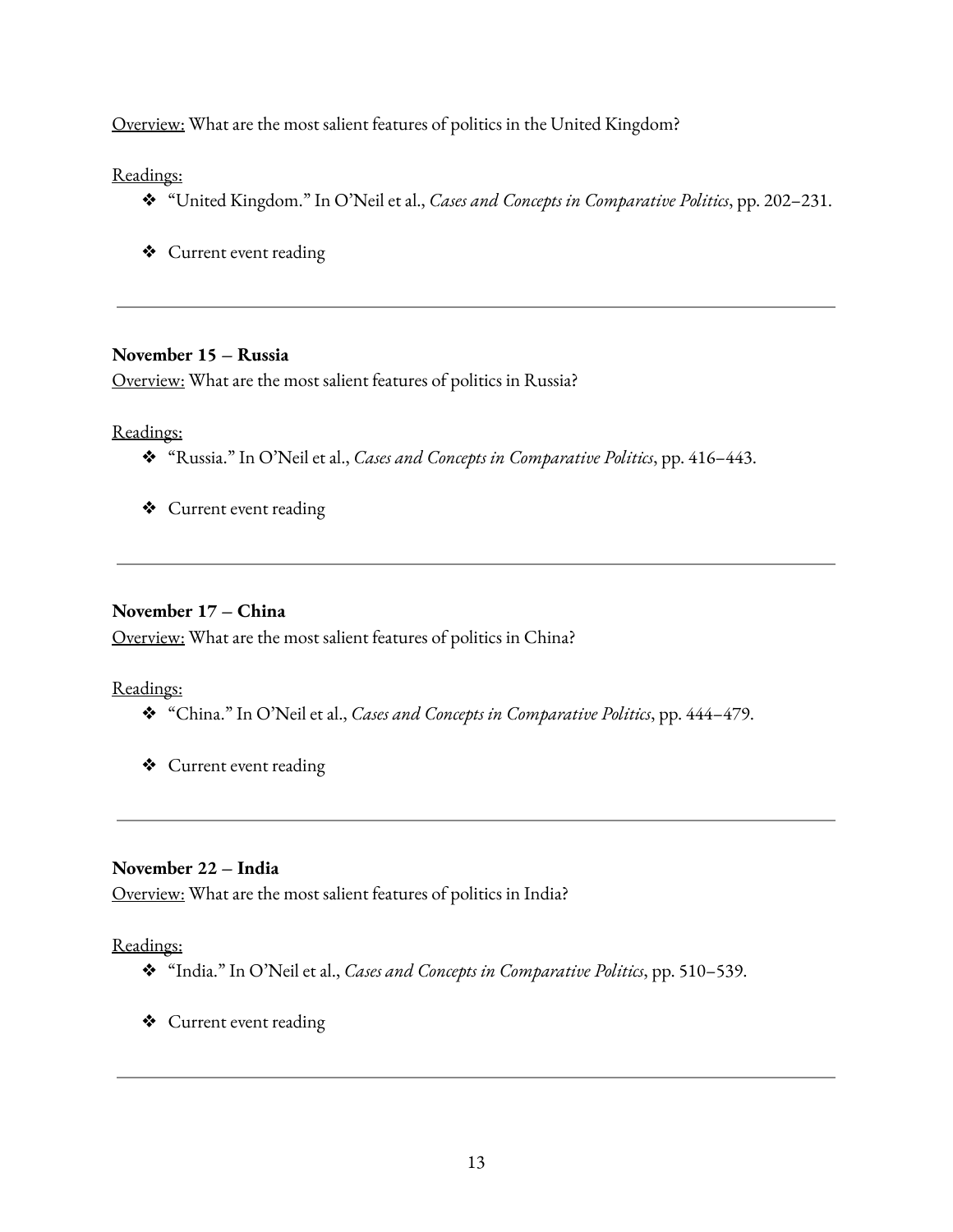<u>Overview:</u> What are the most salient features of politics in the United Kingdom?

<u>Readings:</u>

- "United Kingdom." In O'Neil et al., *Cases and Concepts in Comparative Politics*, pp. 202–231.

- Current event reading

---

**November 15 – Russia**

<u>Overview:</u> What are the most salient features of politics in Russia?

<u>Readings:</u>

- "Russia." In O'Neil et al., *Cases and Concepts in Comparative Politics*, pp. 416–443.

- Current event reading

---

**November 17 – China**

<u>Overview:</u> What are the most salient features of politics in China?

<u>Readings:</u>

- "China." In O'Neil et al., *Cases and Concepts in Comparative Politics*, pp. 444–479.

- Current event reading

---

**November 22 – India**

<u>Overview:</u> What are the most salient features of politics in India?

<u>Readings:</u>

- "India." In O'Neil et al., *Cases and Concepts in Comparative Politics*, pp. 510–539.

- Current event reading

---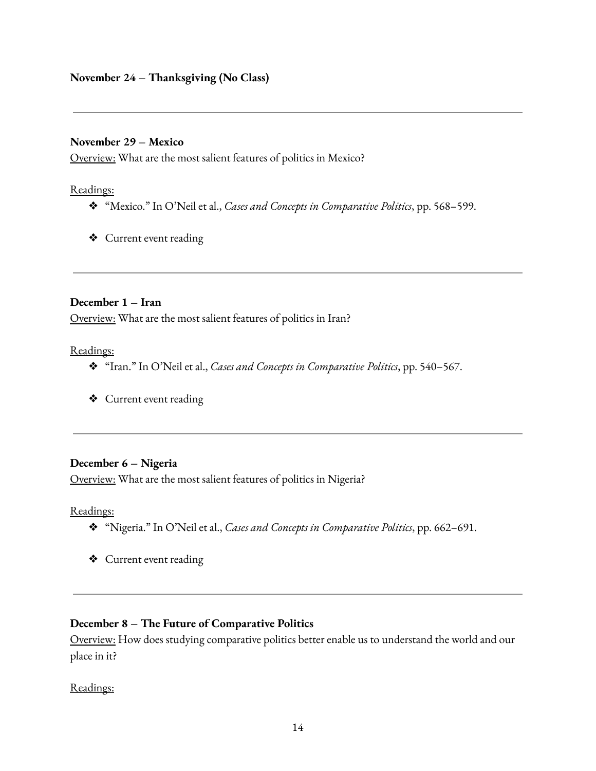**November 24 – Thanksgiving (No Class)**

---

**November 29 – Mexico**

Overview: What are the most salient features of politics in Mexico?

Readings:

- "Mexico." In O'Neil et al., *Cases and Concepts in Comparative Politics*, pp. 568–599.
- Current event reading

---

**December 1 – Iran**

Overview: What are the most salient features of politics in Iran?

Readings:

- "Iran." In O'Neil et al., *Cases and Concepts in Comparative Politics*, pp. 540–567.
- Current event reading

---

**December 6 – Nigeria**

Overview: What are the most salient features of politics in Nigeria?

Readings:

- "Nigeria." In O'Neil et al., *Cases and Concepts in Comparative Politics*, pp. 662–691.
- Current event reading

---

**December 8 – The Future of Comparative Politics**

Overview: How does studying comparative politics better enable us to understand the world and our place in it?

Readings: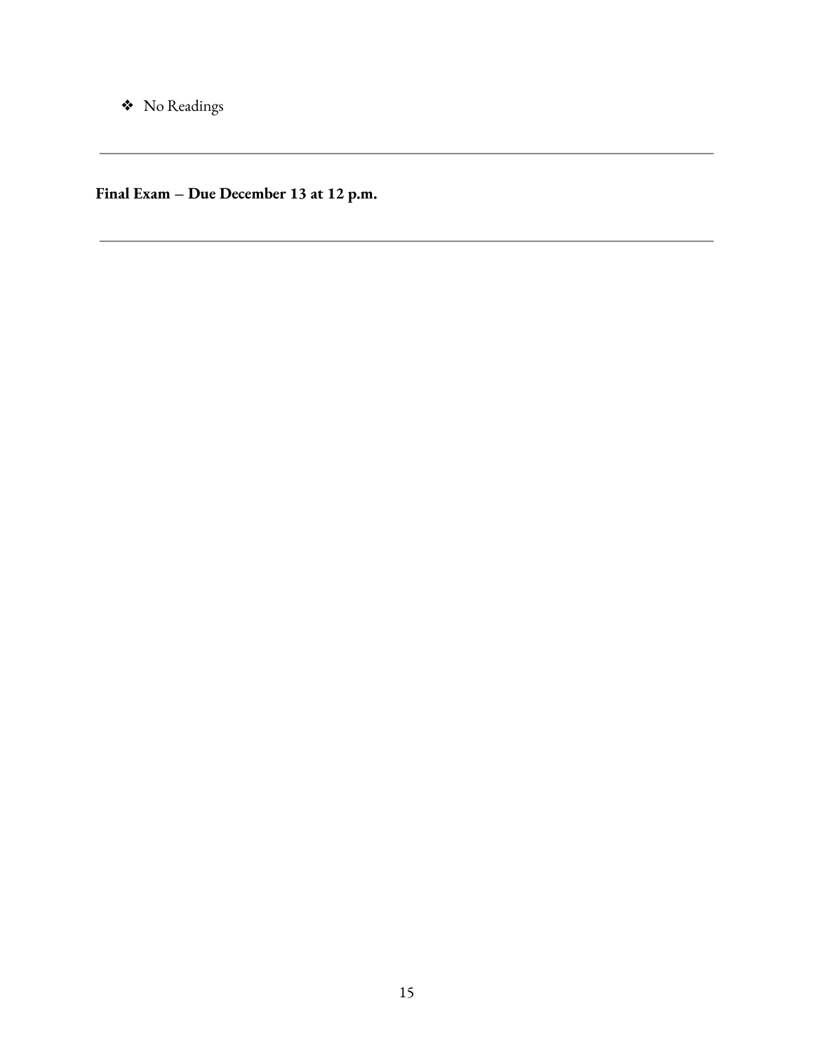- No Readings

---

**Final Exam – Due December 13 at 12 p.m.**

---